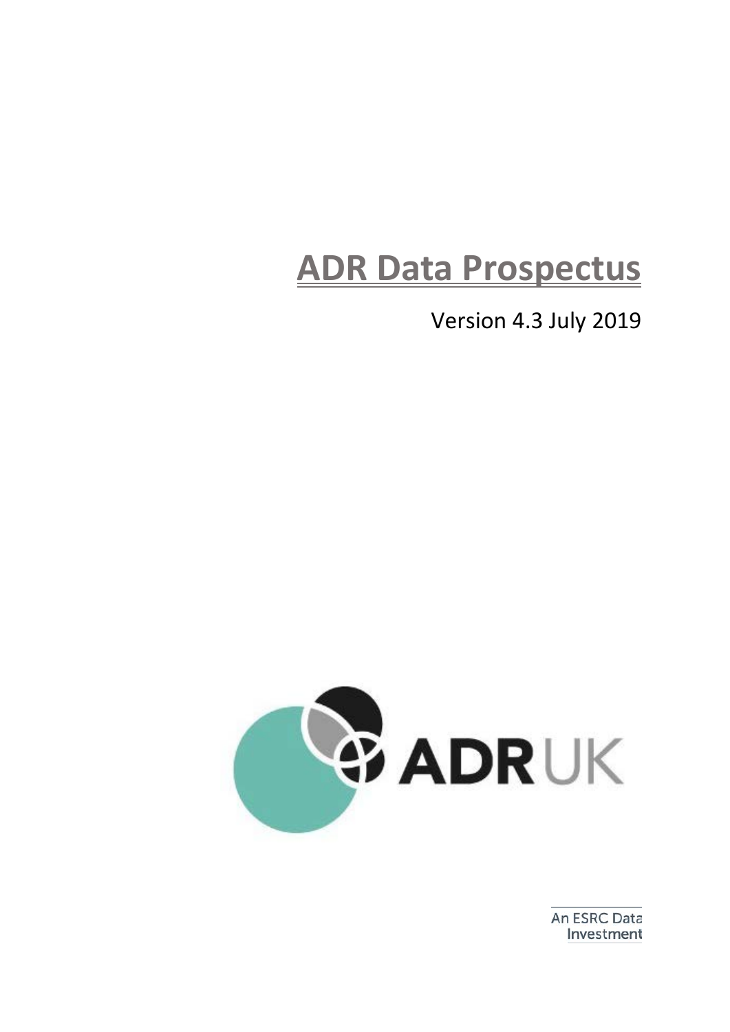# ADR Data Prospectus

Version 4.3 July 2019

ADR UK

An ESRC Data Investment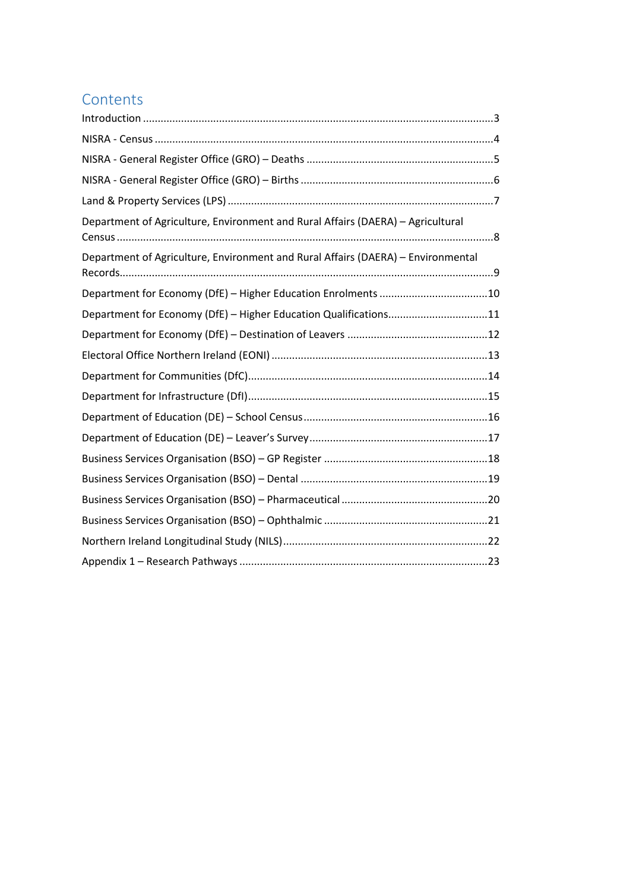# Contents

Introduction ....................................................................................................................3

NISRA - Census ................................................................................................................4

NISRA - General Register Office (GRO) – Deaths ...............................................................5

NISRA - General Register Office (GRO) – Births .................................................................6

Land & Property Services (LPS) .........................................................................................7

Department of Agriculture, Environment and Rural Affairs (DAERA) – Agricultural Census ..............................................................................................................................8

Department of Agriculture, Environment and Rural Affairs (DAERA) – Environmental Records.............................................................................................................................9

Department for Economy (DfE) – Higher Education Enrolments ....................................10

Department for Economy (DfE) – Higher Education Qualifications.................................11

Department for Economy (DfE) – Destination of Leavers ...............................................12

Electoral Office Northern Ireland (EONI) .........................................................................13

Department for Communities (DfC).................................................................................14

Department for Infrastructure (DfI).................................................................................15

Department of Education (DE) – School Census..............................................................16

Department of Education (DE) – Leaver's Survey............................................................17

Business Services Organisation (BSO) – GP Register .......................................................18

Business Services Organisation (BSO) – Dental ...............................................................19

Business Services Organisation (BSO) – Pharmaceutical.................................................20

Business Services Organisation (BSO) – Ophthalmic .......................................................21

Northern Ireland Longitudinal Study (NILS).....................................................................22

Appendix 1 – Research Pathways ....................................................................................23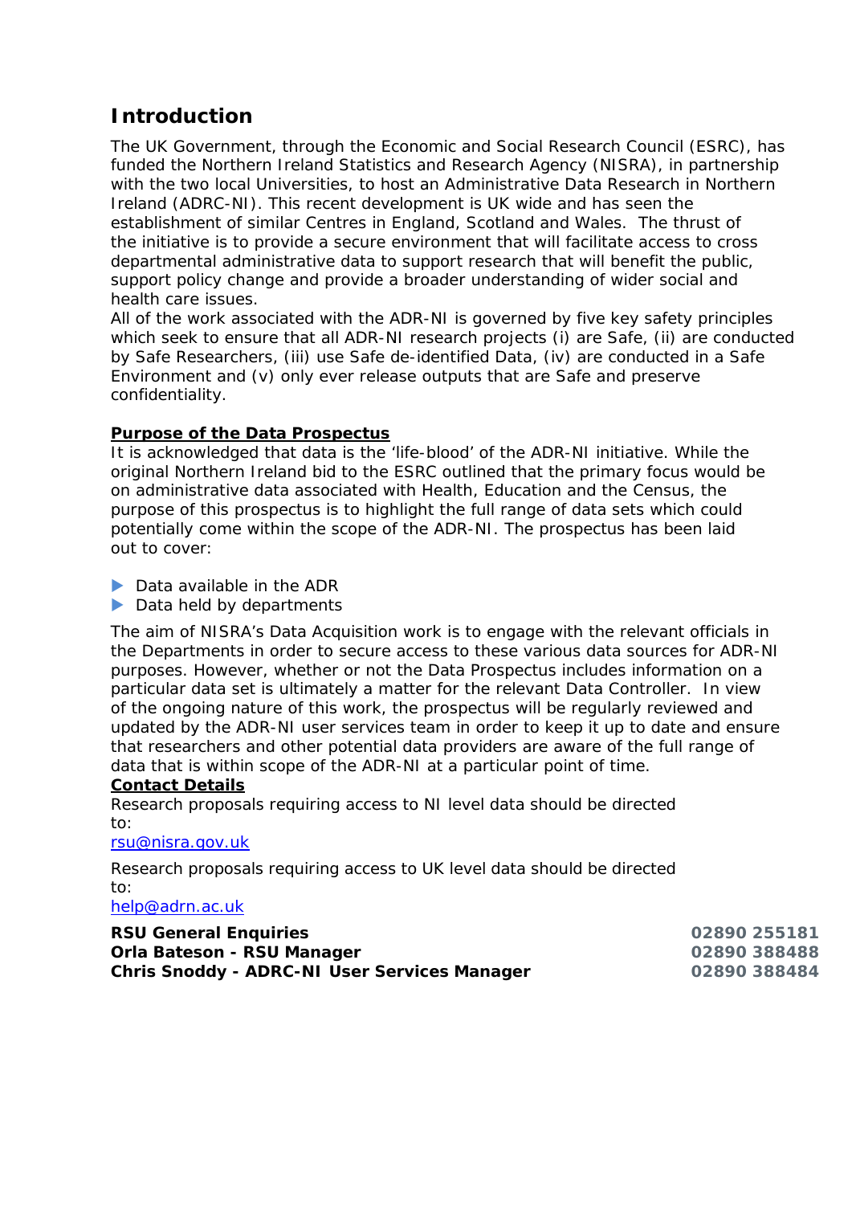# Introduction

The UK Government, through the Economic and Social Research Council (ESRC), has funded the Northern Ireland Statistics and Research Agency (NISRA), in partnership with the two local Universities, to host an Administrative Data Research in Northern Ireland (ADRC-NI). This recent development is UK wide and has seen the establishment of similar Centres in England, Scotland and Wales. The thrust of the initiative is to provide a secure environment that will facilitate access to cross departmental administrative data to support research that will benefit the public, support policy change and provide a broader understanding of wider social and health care issues.
All of the work associated with the ADR-NI is governed by five key safety principles which seek to ensure that all ADR-NI research projects (i) are Safe, (ii) are conducted by Safe Researchers, (iii) use Safe de-identified Data, (iv) are conducted in a Safe Environment and (v) only ever release outputs that are Safe and preserve confidentiality.

**Purpose of the Data Prospectus**

It is acknowledged that data is the 'life-blood' of the ADR-NI initiative. While the original Northern Ireland bid to the ESRC outlined that the primary focus would be on administrative data associated with Health, Education and the Census, the purpose of this prospectus is to highlight the full range of data sets which could potentially come within the scope of the ADR-NI. The prospectus has been laid out to cover:

- Data available in the ADR
- Data held by departments

The aim of NISRA's Data Acquisition work is to engage with the relevant officials in the Departments in order to secure access to these various data sources for ADR-NI purposes. However, whether or not the Data Prospectus includes information on a particular data set is ultimately a matter for the relevant Data Controller. In view of the ongoing nature of this work, the prospectus will be regularly reviewed and updated by the ADR-NI user services team in order to keep it up to date and ensure that researchers and other potential data providers are aware of the full range of data that is within scope of the ADR-NI at a particular point of time.

**Contact Details**

Research proposals requiring access to NI level data should be directed to:
rsu@nisra.gov.uk

Research proposals requiring access to UK level data should be directed to:
help@adrn.ac.uk

| | |
|---|---|
| **RSU General Enquiries** | **02890 255181** |
| **Orla Bateson - RSU Manager** | **02890 388488** |
| **Chris Snoddy - ADRC-NI User Services Manager** | **02890 388484** |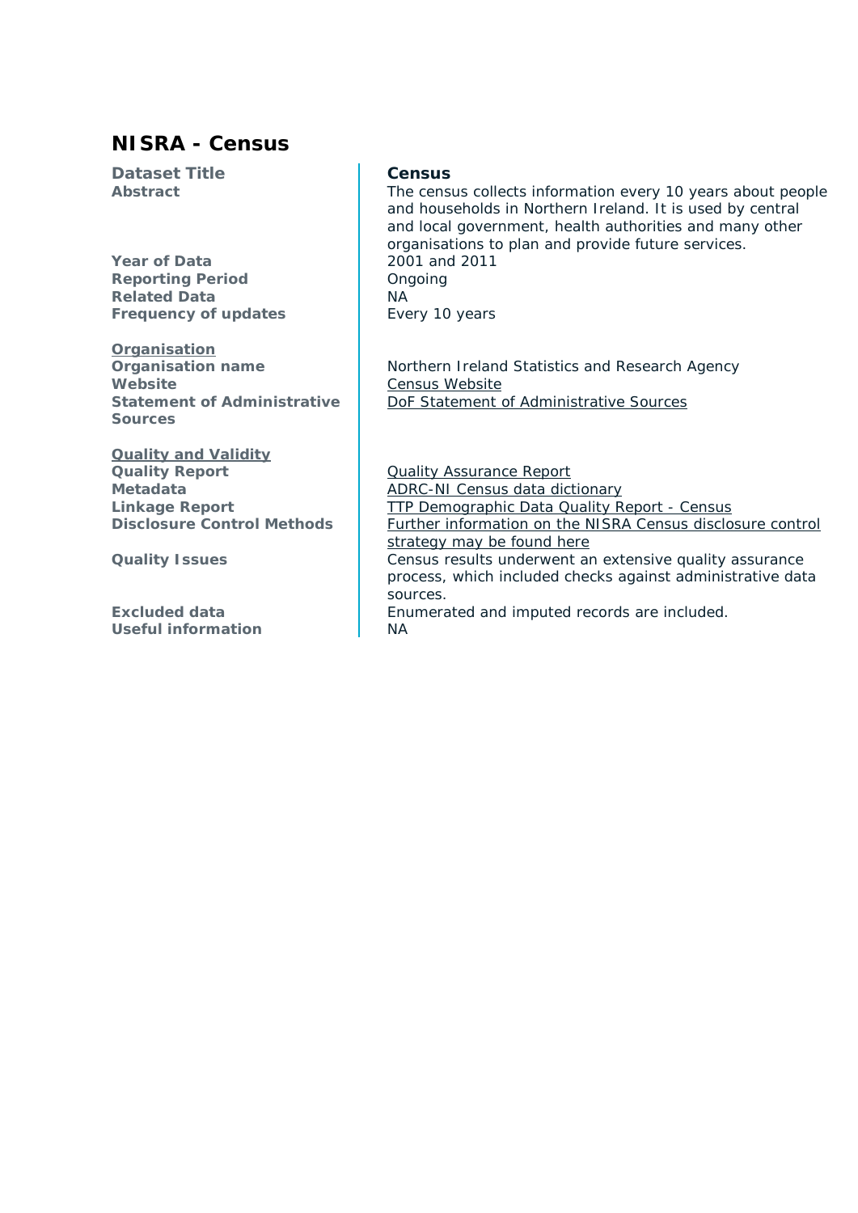## NISRA - Census

| | |
|---|---|
| **Dataset Title** | **Census** |
| **Abstract** | The census collects information every 10 years about people and households in Northern Ireland. It is used by central and local government, health authorities and many other organisations to plan and provide future services. |
| **Year of Data** | 2001 and 2011 |
| **Reporting Period** | Ongoing |
| **Related Data** | NA |
| **Frequency of updates** | Every 10 years |
| **Organisation** | |
| **Organisation name** | Northern Ireland Statistics and Research Agency |
| **Website** | Census Website |
| **Statement of Administrative Sources** | DoF Statement of Administrative Sources |
| **Quality and Validity** | |
| **Quality Report** | Quality Assurance Report |
| **Metadata** | ADRC-NI Census data dictionary |
| **Linkage Report** | TTP Demographic Data Quality Report - Census |
| **Disclosure Control Methods** | Further information on the NISRA Census disclosure control strategy may be found here |
| **Quality Issues** | Census results underwent an extensive quality assurance process, which included checks against administrative data sources. |
| **Excluded data** | Enumerated and imputed records are included. |
| **Useful information** | NA |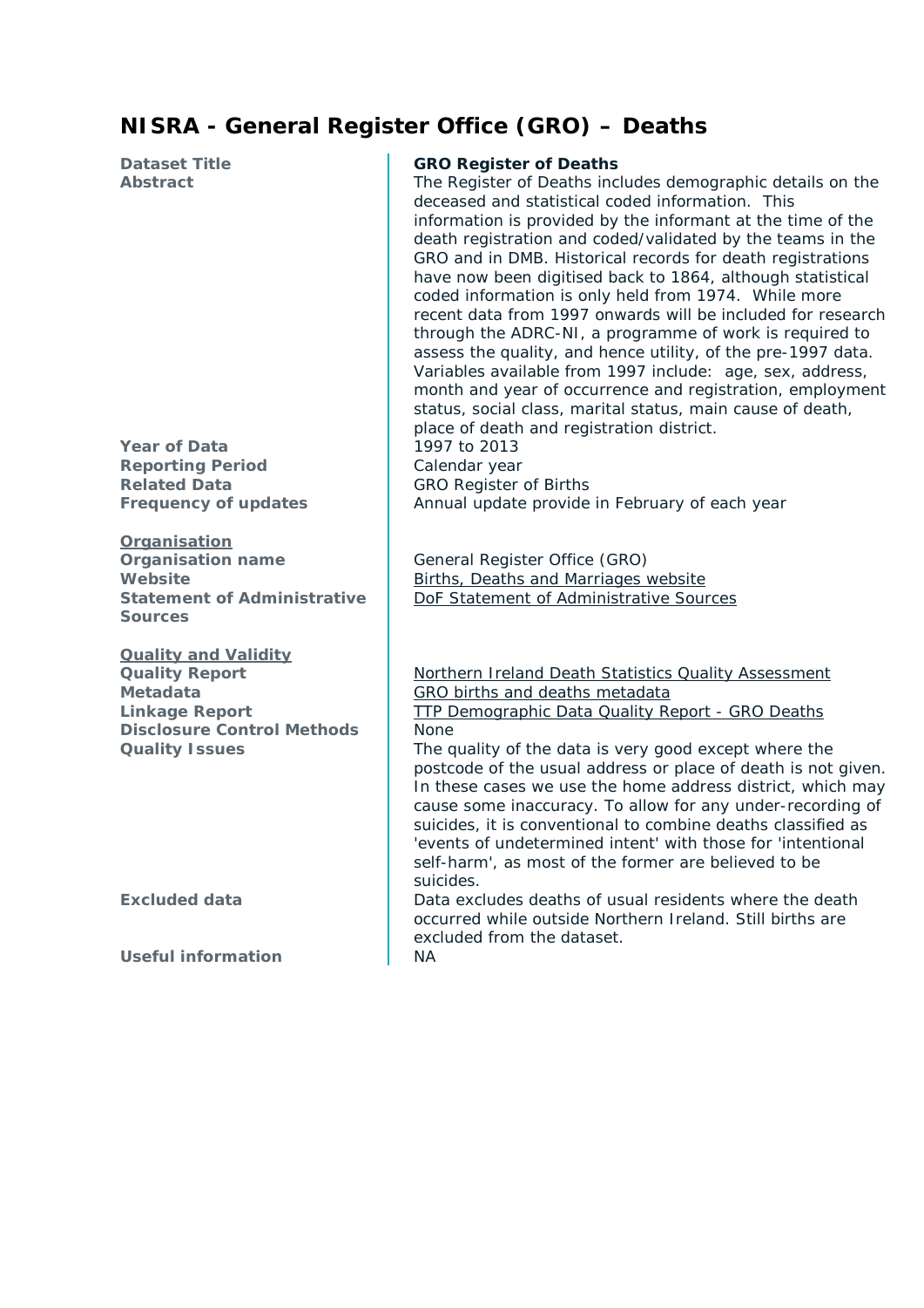# NISRA - General Register Office (GRO) – Deaths

| | |
|---|---|
| **Dataset Title** | **GRO Register of Deaths** |
| **Abstract** | The Register of Deaths includes demographic details on the deceased and statistical coded information. This information is provided by the informant at the time of the death registration and coded/validated by the teams in the GRO and in DMB. Historical records for death registrations have now been digitised back to 1864, although statistical coded information is only held from 1974. While more recent data from 1997 onwards will be included for research through the ADRC-NI, a programme of work is required to assess the quality, and hence utility, of the pre-1997 data. Variables available from 1997 include: age, sex, address, month and year of occurrence and registration, employment status, social class, marital status, main cause of death, place of death and registration district. |
| **Year of Data** | 1997 to 2013 |
| **Reporting Period** | Calendar year |
| **Related Data** | GRO Register of Births |
| **Frequency of updates** | Annual update provide in February of each year |
| **Organisation** | |
| **Organisation name** | General Register Office (GRO) |
| **Website** | Births, Deaths and Marriages website |
| **Statement of Administrative Sources** | DoF Statement of Administrative Sources |
| **Quality and Validity** | |
| **Quality Report** | Northern Ireland Death Statistics Quality Assessment |
| **Metadata** | GRO births and deaths metadata |
| **Linkage Report** | TTP Demographic Data Quality Report - GRO Deaths |
| **Disclosure Control Methods** | None |
| **Quality Issues** | The quality of the data is very good except where the postcode of the usual address or place of death is not given. In these cases we use the home address district, which may cause some inaccuracy. To allow for any under-recording of suicides, it is conventional to combine deaths classified as 'events of undetermined intent' with those for 'intentional self-harm', as most of the former are believed to be suicides. |
| **Excluded data** | Data excludes deaths of usual residents where the death occurred while outside Northern Ireland. Still births are excluded from the dataset. |
| **Useful information** | NA |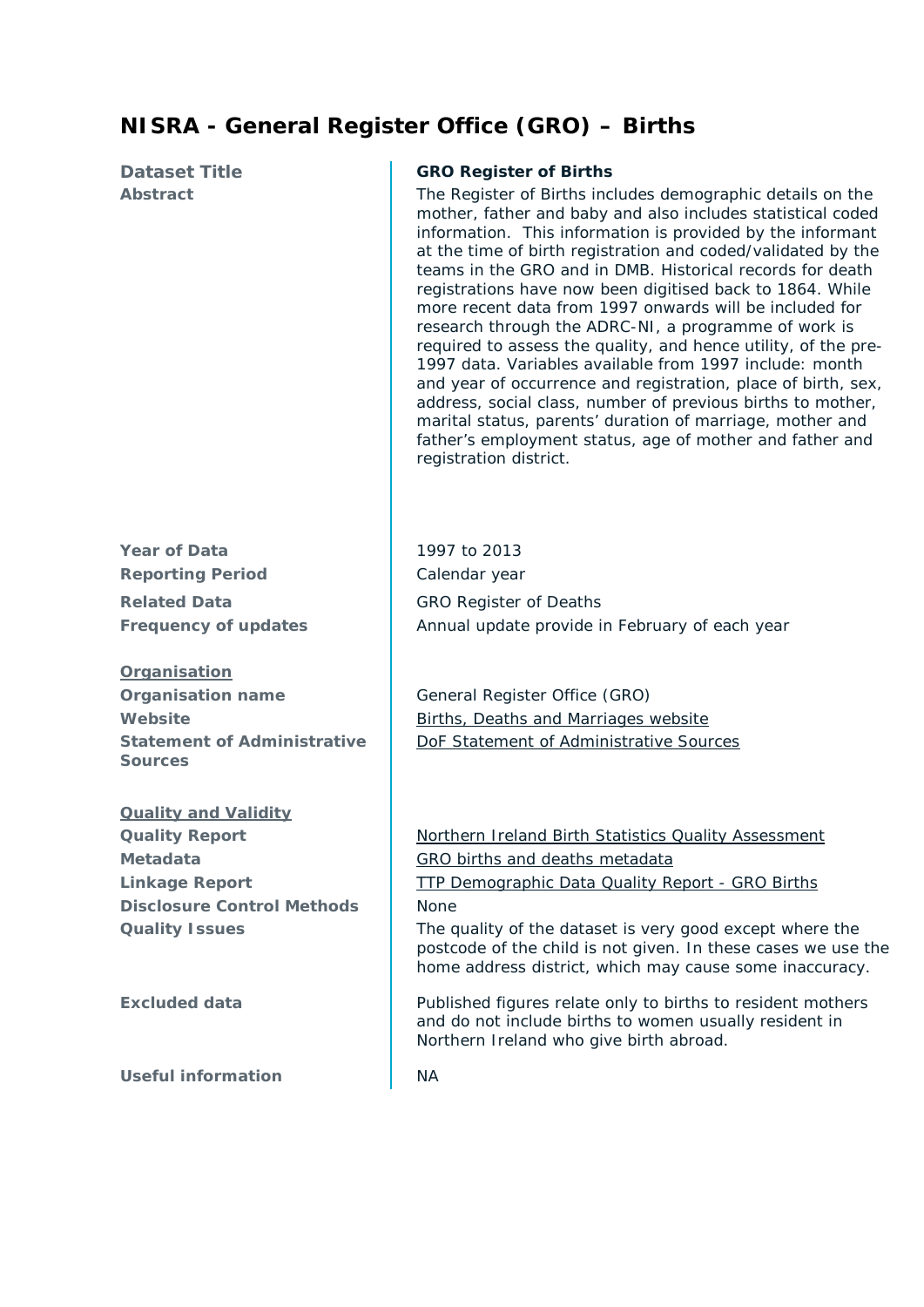# NISRA - General Register Office (GRO) – Births

| | |
|---|---|
| **Dataset Title** | **GRO Register of Births** |
| **Abstract** | The Register of Births includes demographic details on the mother, father and baby and also includes statistical coded information. This information is provided by the informant at the time of birth registration and coded/validated by the teams in the GRO and in DMB. Historical records for death registrations have now been digitised back to 1864. While more recent data from 1997 onwards will be included for research through the ADRC-NI, a programme of work is required to assess the quality, and hence utility, of the pre-1997 data. Variables available from 1997 include: month and year of occurrence and registration, place of birth, sex, address, social class, number of previous births to mother, marital status, parents' duration of marriage, mother and father's employment status, age of mother and father and registration district. |
| **Year of Data** | 1997 to 2013 |
| **Reporting Period** | Calendar year |
| **Related Data** | GRO Register of Deaths |
| **Frequency of updates** | Annual update provide in February of each year |
| **Organisation** | |
| **Organisation name** | General Register Office (GRO) |
| **Website** | Births, Deaths and Marriages website |
| **Statement of Administrative Sources** | DoF Statement of Administrative Sources |
| **Quality and Validity** | |
| **Quality Report** | Northern Ireland Birth Statistics Quality Assessment |
| **Metadata** | GRO births and deaths metadata |
| **Linkage Report** | TTP Demographic Data Quality Report - GRO Births |
| **Disclosure Control Methods** | None |
| **Quality Issues** | The quality of the dataset is very good except where the postcode of the child is not given. In these cases we use the home address district, which may cause some inaccuracy. |
| **Excluded data** | Published figures relate only to births to resident mothers and do not include births to women usually resident in Northern Ireland who give birth abroad. |
| **Useful information** | NA |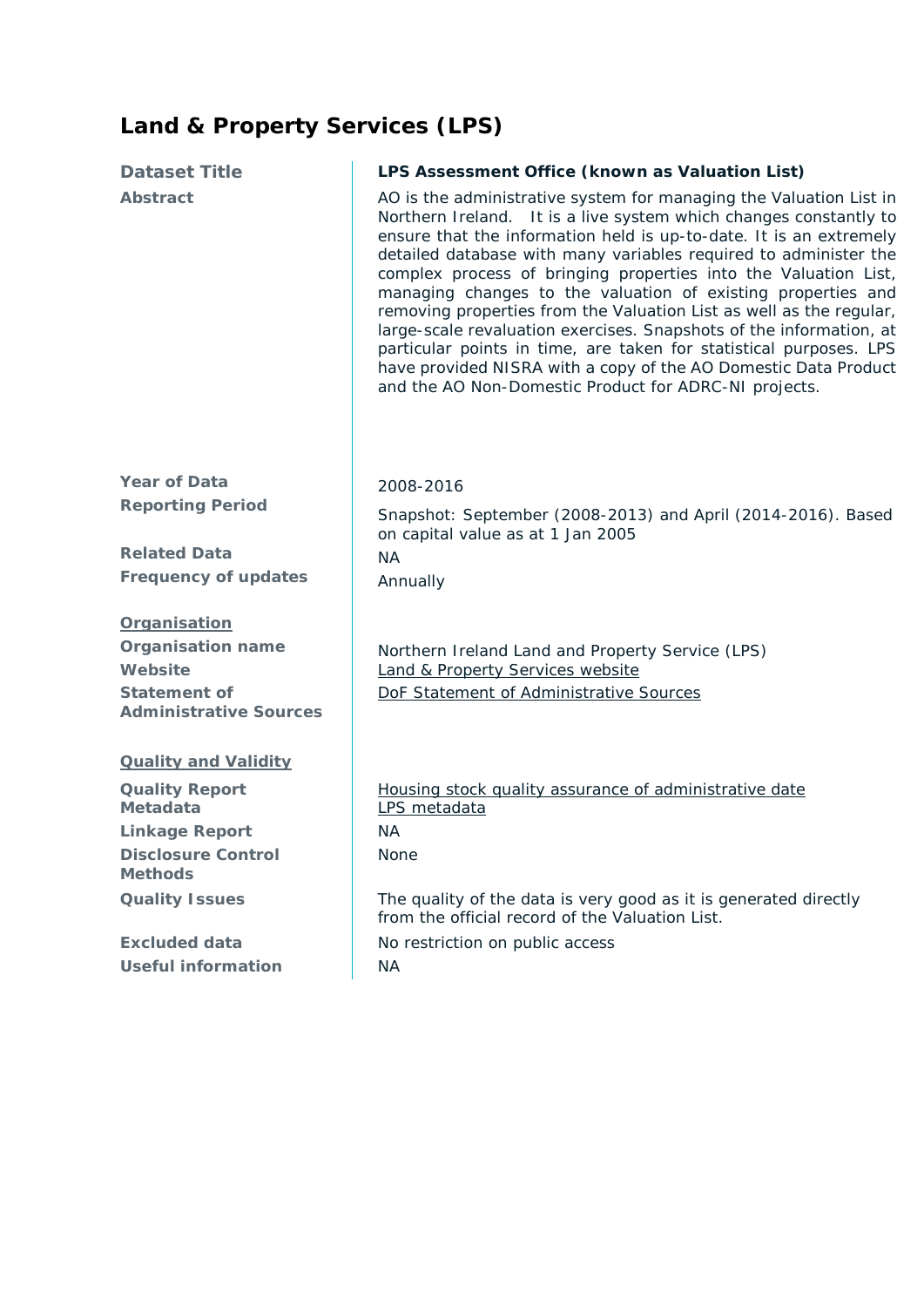## Land & Property Services (LPS)

| | |
|---|---|
| **Dataset Title** | **LPS Assessment Office (known as Valuation List)** |
| **Abstract** | AO is the administrative system for managing the Valuation List in Northern Ireland. It is a live system which changes constantly to ensure that the information held is up-to-date. It is an extremely detailed database with many variables required to administer the complex process of bringing properties into the Valuation List, managing changes to the valuation of existing properties and removing properties from the Valuation List as well as the regular, large-scale revaluation exercises. Snapshots of the information, at particular points in time, are taken for statistical purposes. LPS have provided NISRA with a copy of the AO Domestic Data Product and the AO Non-Domestic Product for ADRC-NI projects. |
| **Year of Data** | 2008-2016 |
| **Reporting Period** | Snapshot: September (2008-2013) and April (2014-2016). Based on capital value as at 1 Jan 2005 |
| **Related Data** | NA |
| **Frequency of updates** | Annually |
| **Organisation** | |
| **Organisation name** | Northern Ireland Land and Property Service (LPS) |
| **Website** | Land & Property Services website |
| **Statement of Administrative Sources** | DoF Statement of Administrative Sources |
| **Quality and Validity** | |
| **Quality Report** | Housing stock quality assurance of administrative date |
| **Metadata** | LPS metadata |
| **Linkage Report** | NA |
| **Disclosure Control Methods** | None |
| **Quality Issues** | The quality of the data is very good as it is generated directly from the official record of the Valuation List. |
| **Excluded data** | No restriction on public access |
| **Useful information** | NA |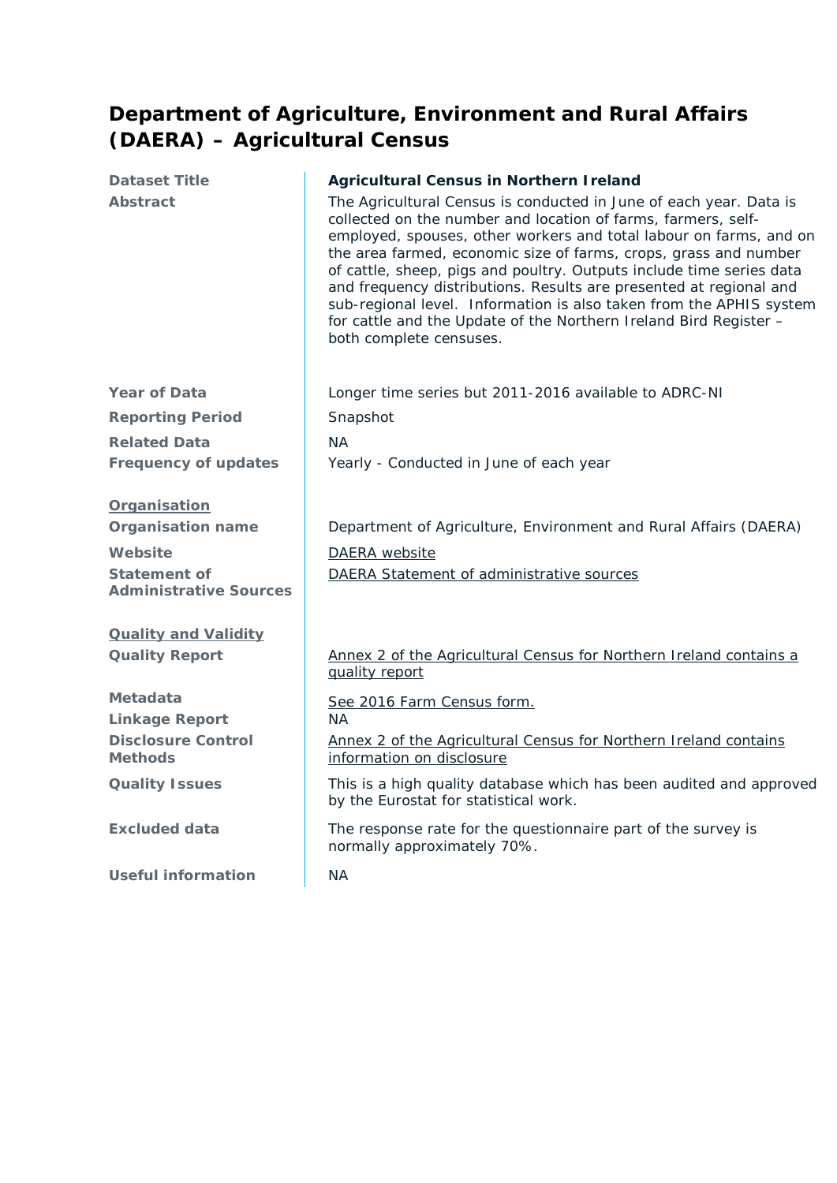# Department of Agriculture, Environment and Rural Affairs (DAERA) – Agricultural Census

| | |
|---|---|
| **Dataset Title** | **Agricultural Census in Northern Ireland** |
| **Abstract** | The Agricultural Census is conducted in June of each year. Data is collected on the number and location of farms, farmers, self-employed, spouses, other workers and total labour on farms, and on the area farmed, economic size of farms, crops, grass and number of cattle, sheep, pigs and poultry. Outputs include time series data and frequency distributions. Results are presented at regional and sub-regional level. Information is also taken from the APHIS system for cattle and the Update of the Northern Ireland Bird Register – both complete censuses. |
| **Year of Data** | Longer time series but 2011-2016 available to ADRC-NI |
| **Reporting Period** | Snapshot |
| **Related Data** | NA |
| **Frequency of updates** | Yearly - Conducted in June of each year |
| **Organisation** | |
| **Organisation name** | Department of Agriculture, Environment and Rural Affairs (DAERA) |
| **Website** | DAERA website |
| **Statement of Administrative Sources** | DAERA Statement of administrative sources |
| **Quality and Validity** | |
| **Quality Report** | Annex 2 of the Agricultural Census for Northern Ireland contains a quality report |
| **Metadata** | See 2016 Farm Census form. |
| **Linkage Report** | NA |
| **Disclosure Control Methods** | Annex 2 of the Agricultural Census for Northern Ireland contains information on disclosure |
| **Quality Issues** | This is a high quality database which has been audited and approved by the Eurostat for statistical work. |
| **Excluded data** | The response rate for the questionnaire part of the survey is normally approximately 70%. |
| **Useful information** | NA |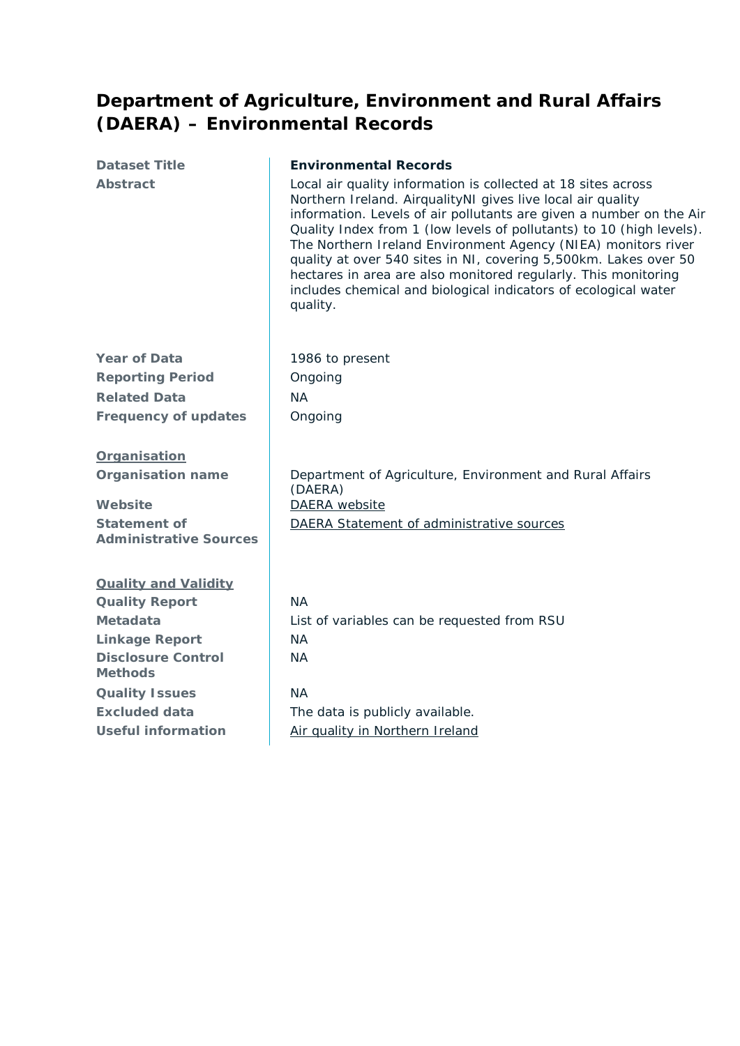# Department of Agriculture, Environment and Rural Affairs (DAERA) – Environmental Records

| | |
|---|---|
| **Dataset Title** | **Environmental Records** |
| **Abstract** | Local air quality information is collected at 18 sites across Northern Ireland. AirqualityNI gives live local air quality information. Levels of air pollutants are given a number on the Air Quality Index from 1 (low levels of pollutants) to 10 (high levels). The Northern Ireland Environment Agency (NIEA) monitors river quality at over 540 sites in NI, covering 5,500km. Lakes over 50 hectares in area are also monitored regularly. This monitoring includes chemical and biological indicators of ecological water quality. |
| **Year of Data** | 1986 to present |
| **Reporting Period** | Ongoing |
| **Related Data** | NA |
| **Frequency of updates** | Ongoing |
| **Organisation** | |
| **Organisation name** | Department of Agriculture, Environment and Rural Affairs (DAERA) |
| **Website** | DAERA website |
| **Statement of Administrative Sources** | DAERA Statement of administrative sources |
| **Quality and Validity** | |
| **Quality Report** | NA |
| **Metadata** | List of variables can be requested from RSU |
| **Linkage Report** | NA |
| **Disclosure Control Methods** | NA |
| **Quality Issues** | NA |
| **Excluded data** | The data is publicly available. |
| **Useful information** | Air quality in Northern Ireland |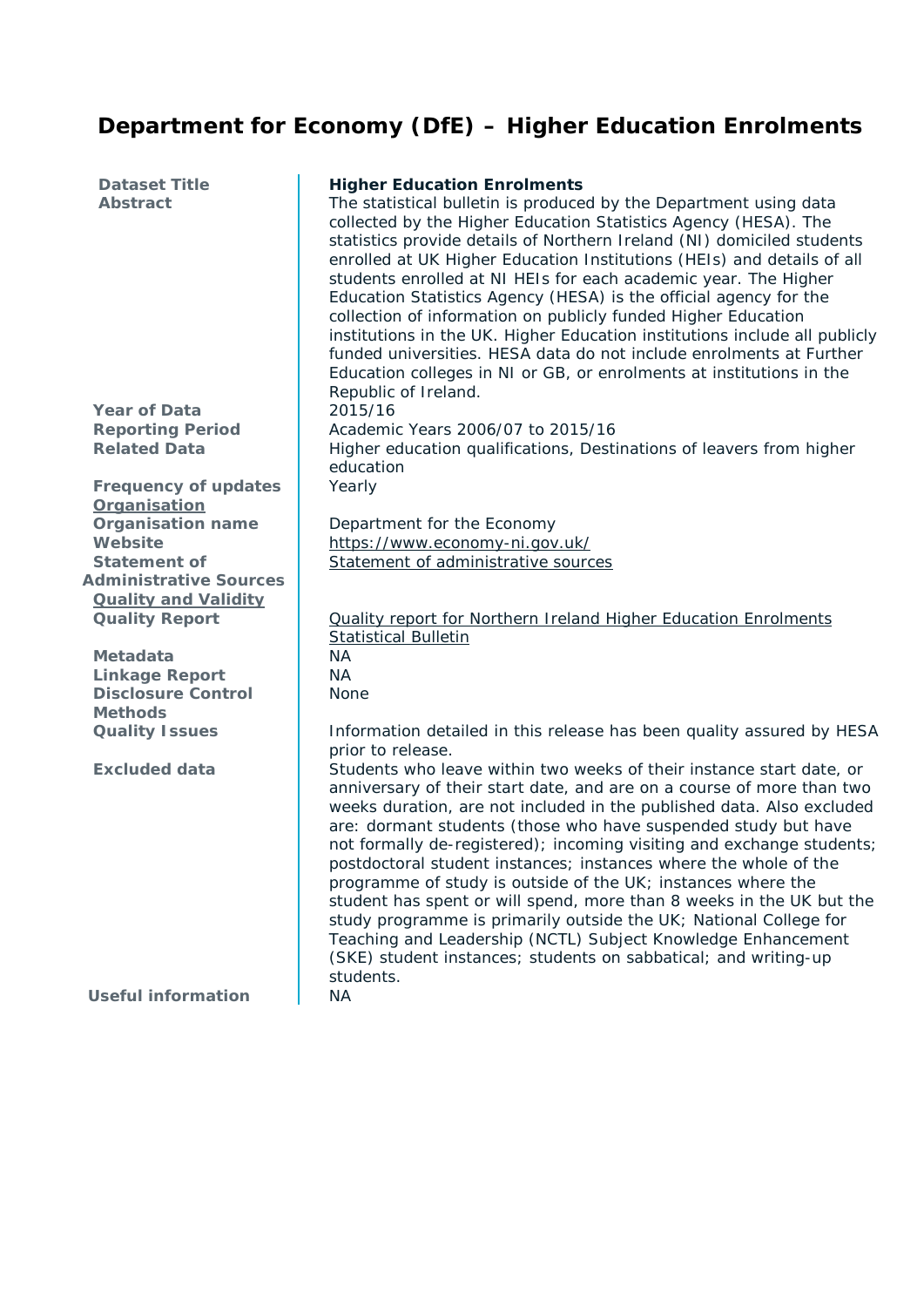# Department for Economy (DfE) – Higher Education Enrolments

| | |
|---|---|
| **Dataset Title** | **Higher Education Enrolments** |
| **Abstract** | The statistical bulletin is produced by the Department using data collected by the Higher Education Statistics Agency (HESA). The statistics provide details of Northern Ireland (NI) domiciled students enrolled at UK Higher Education Institutions (HEIs) and details of all students enrolled at NI HEIs for each academic year. The Higher Education Statistics Agency (HESA) is the official agency for the collection of information on publicly funded Higher Education institutions in the UK. Higher Education institutions include all publicly funded universities. HESA data do not include enrolments at Further Education colleges in NI or GB, or enrolments at institutions in the Republic of Ireland. |
| **Year of Data** | 2015/16 |
| **Reporting Period** | Academic Years 2006/07 to 2015/16 |
| **Related Data** | Higher education qualifications, Destinations of leavers from higher education |
| **Frequency of updates** | Yearly |
| **Organisation** | |
| **Organisation name** | Department for the Economy |
| **Website** | https://www.economy-ni.gov.uk/ |
| **Statement of Administrative Sources** | Statement of administrative sources |
| **Quality and Validity** | |
| **Quality Report** | Quality report for Northern Ireland Higher Education Enrolments Statistical Bulletin |
| **Metadata** | NA |
| **Linkage Report** | NA |
| **Disclosure Control Methods** | None |
| **Quality Issues** | Information detailed in this release has been quality assured by HESA prior to release. |
| **Excluded data** | Students who leave within two weeks of their instance start date, or anniversary of their start date, and are on a course of more than two weeks duration, are not included in the published data. Also excluded are: dormant students (those who have suspended study but have not formally de-registered); incoming visiting and exchange students; postdoctoral student instances; instances where the whole of the programme of study is outside of the UK; instances where the student has spent or will spend, more than 8 weeks in the UK but the study programme is primarily outside the UK; National College for Teaching and Leadership (NCTL) Subject Knowledge Enhancement (SKE) student instances; students on sabbatical; and writing-up students. |
| **Useful information** | NA |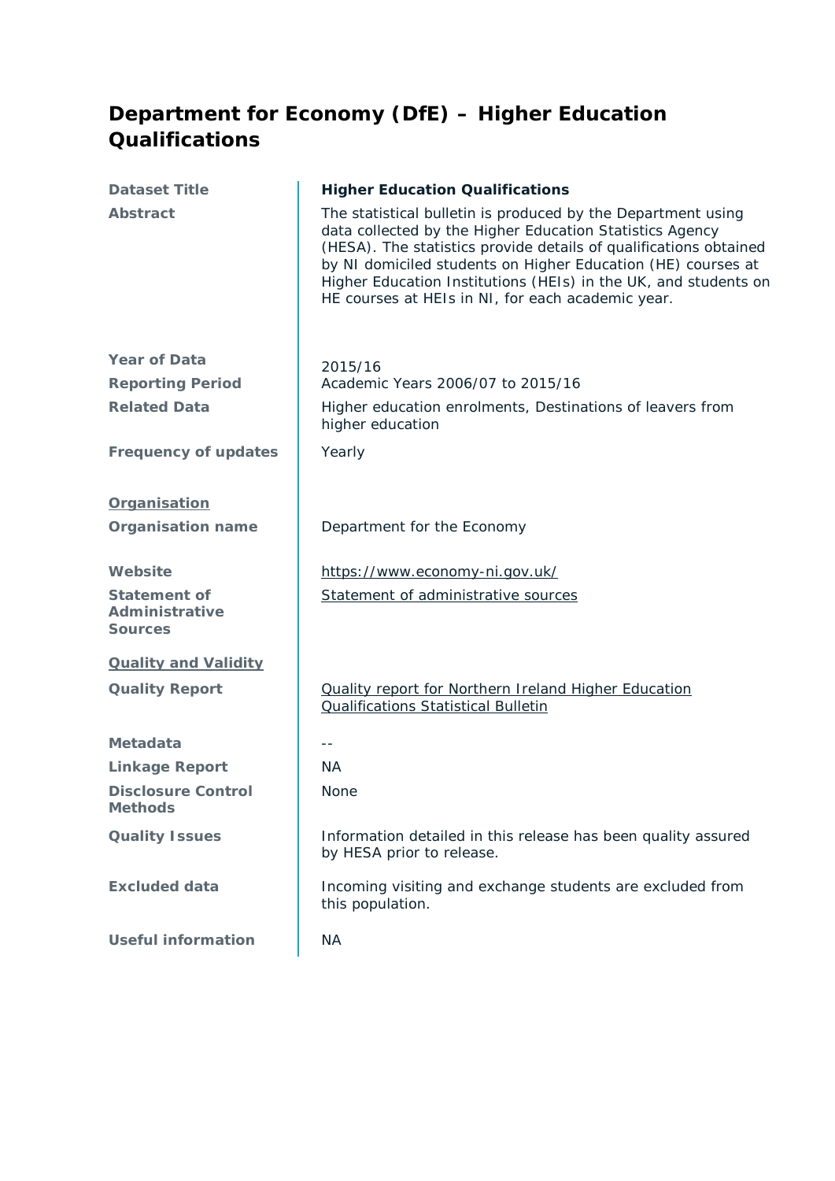# Department for Economy (DfE) – Higher Education Qualifications

| | |
|---|---|
| **Dataset Title** | **Higher Education Qualifications** |
| **Abstract** | The statistical bulletin is produced by the Department using data collected by the Higher Education Statistics Agency (HESA). The statistics provide details of qualifications obtained by NI domiciled students on Higher Education (HE) courses at Higher Education Institutions (HEIs) in the UK, and students on HE courses at HEIs in NI, for each academic year. |
| **Year of Data** | 2015/16 |
| **Reporting Period** | Academic Years 2006/07 to 2015/16 |
| **Related Data** | Higher education enrolments, Destinations of leavers from higher education |
| **Frequency of updates** | Yearly |
| **Organisation** | |
| **Organisation name** | Department for the Economy |
| **Website** | https://www.economy-ni.gov.uk/ |
| **Statement of Administrative Sources** | Statement of administrative sources |
| **Quality and Validity** | |
| **Quality Report** | Quality report for Northern Ireland Higher Education Qualifications Statistical Bulletin |
| **Metadata** | -- |
| **Linkage Report** | NA |
| **Disclosure Control Methods** | None |
| **Quality Issues** | Information detailed in this release has been quality assured by HESA prior to release. |
| **Excluded data** | Incoming visiting and exchange students are excluded from this population. |
| **Useful information** | NA |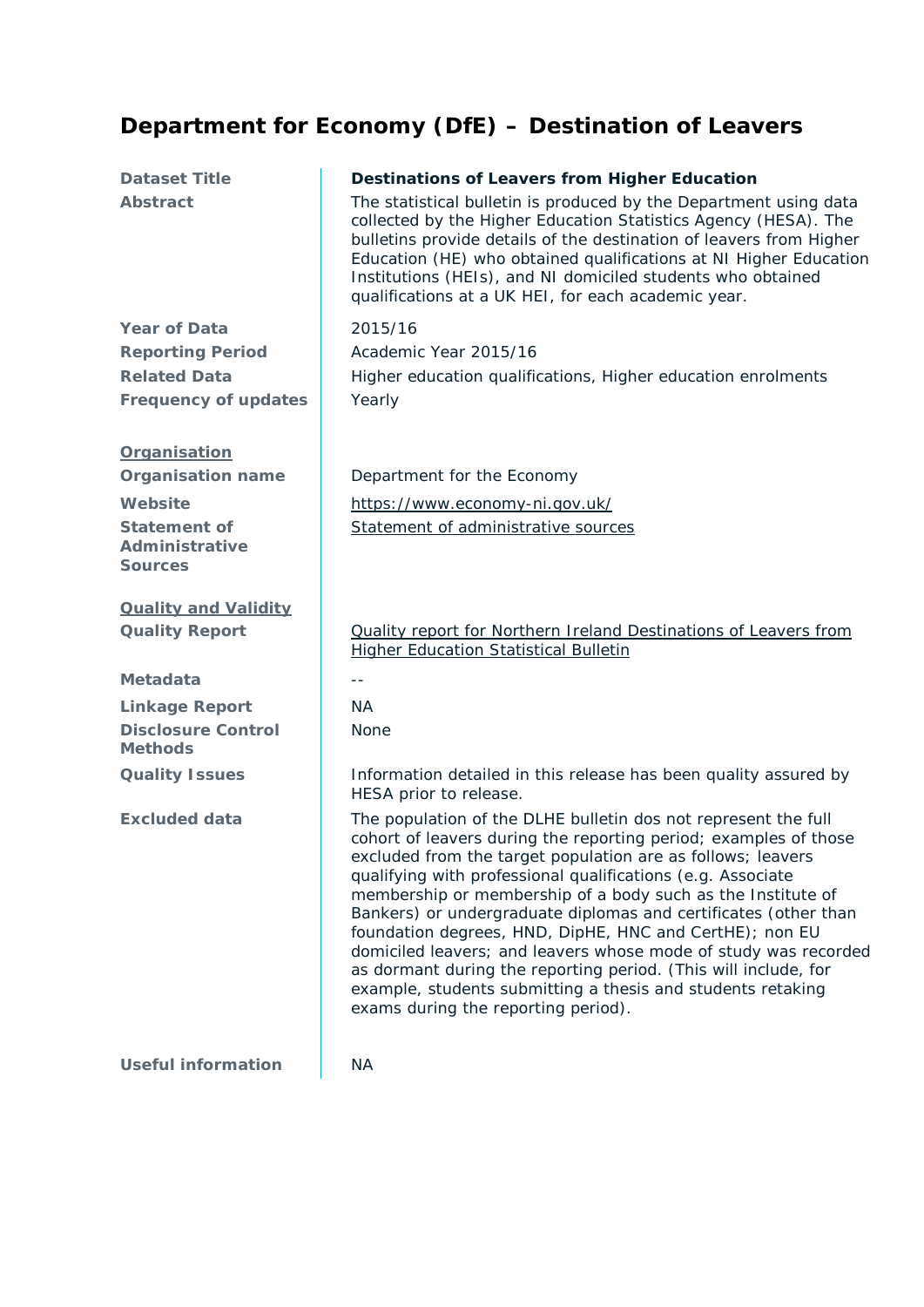## Department for Economy (DfE) – Destination of Leavers

| | |
|---|---|
| **Dataset Title** | **Destinations of Leavers from Higher Education** |
| **Abstract** | The statistical bulletin is produced by the Department using data collected by the Higher Education Statistics Agency (HESA). The bulletins provide details of the destination of leavers from Higher Education (HE) who obtained qualifications at NI Higher Education Institutions (HEIs), and NI domiciled students who obtained qualifications at a UK HEI, for each academic year. |
| **Year of Data** | 2015/16 |
| **Reporting Period** | Academic Year 2015/16 |
| **Related Data** | Higher education qualifications, Higher education enrolments |
| **Frequency of updates** | Yearly |
| **Organisation** | |
| **Organisation name** | Department for the Economy |
| **Website** | https://www.economy-ni.gov.uk/ |
| **Statement of Administrative Sources** | Statement of administrative sources |
| **Quality and Validity** | |
| **Quality Report** | Quality report for Northern Ireland Destinations of Leavers from Higher Education Statistical Bulletin |
| **Metadata** | -- |
| **Linkage Report** | NA |
| **Disclosure Control Methods** | None |
| **Quality Issues** | Information detailed in this release has been quality assured by HESA prior to release. |
| **Excluded data** | The population of the DLHE bulletin dos not represent the full cohort of leavers during the reporting period; examples of those excluded from the target population are as follows; leavers qualifying with professional qualifications (e.g. Associate membership or membership of a body such as the Institute of Bankers) or undergraduate diplomas and certificates (other than foundation degrees, HND, DipHE, HNC and CertHE); non EU domiciled leavers; and leavers whose mode of study was recorded as dormant during the reporting period. (This will include, for example, students submitting a thesis and students retaking exams during the reporting period). |
| **Useful information** | NA |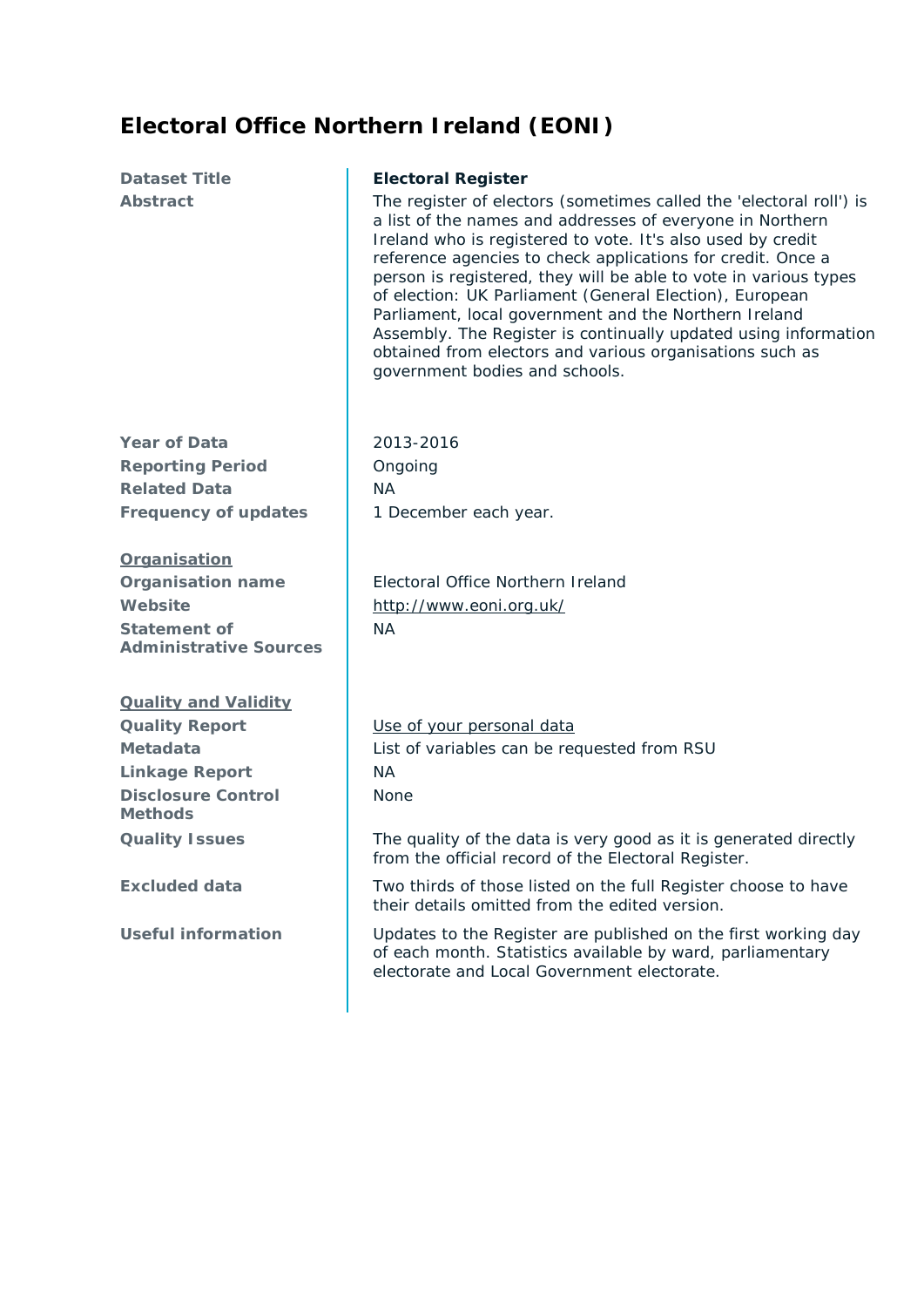# Electoral Office Northern Ireland (EONI)

| | |
|---|---|
| **Dataset Title** | **Electoral Register** |
| **Abstract** | The register of electors (sometimes called the 'electoral roll') is a list of the names and addresses of everyone in Northern Ireland who is registered to vote. It's also used by credit reference agencies to check applications for credit. Once a person is registered, they will be able to vote in various types of election: UK Parliament (General Election), European Parliament, local government and the Northern Ireland Assembly. The Register is continually updated using information obtained from electors and various organisations such as government bodies and schools. |
| **Year of Data** | 2013-2016 |
| **Reporting Period** | Ongoing |
| **Related Data** | NA |
| **Frequency of updates** | 1 December each year. |
| **Organisation** | |
| **Organisation name** | Electoral Office Northern Ireland |
| **Website** | http://www.eoni.org.uk/ |
| **Statement of Administrative Sources** | NA |
| **Quality and Validity** | |
| **Quality Report** | Use of your personal data |
| **Metadata** | List of variables can be requested from RSU |
| **Linkage Report** | NA |
| **Disclosure Control Methods** | None |
| **Quality Issues** | The quality of the data is very good as it is generated directly from the official record of the Electoral Register. |
| **Excluded data** | Two thirds of those listed on the full Register choose to have their details omitted from the edited version. |
| **Useful information** | Updates to the Register are published on the first working day of each month. Statistics available by ward, parliamentary electorate and Local Government electorate. |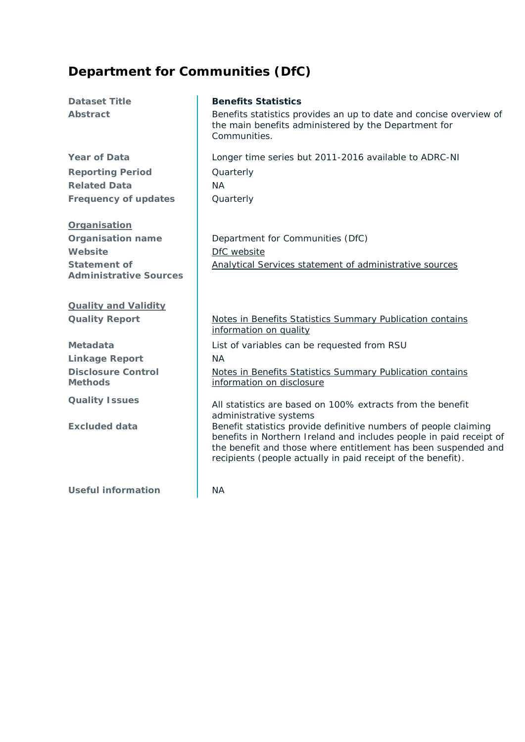## Department for Communities (DfC)

| | |
|---|---|
| **Dataset Title** | **Benefits Statistics** |
| **Abstract** | Benefits statistics provides an up to date and concise overview of the main benefits administered by the Department for Communities. |
| **Year of Data** | Longer time series but 2011-2016 available to ADRC-NI |
| **Reporting Period** | Quarterly |
| **Related Data** | NA |
| **Frequency of updates** | Quarterly |
| **Organisation** | |
| **Organisation name** | Department for Communities (DfC) |
| **Website** | DfC website |
| **Statement of Administrative Sources** | Analytical Services statement of administrative sources |
| **Quality and Validity** | |
| **Quality Report** | Notes in Benefits Statistics Summary Publication contains information on quality |
| **Metadata** | List of variables can be requested from RSU |
| **Linkage Report** | NA |
| **Disclosure Control Methods** | Notes in Benefits Statistics Summary Publication contains information on disclosure |
| **Quality Issues** | All statistics are based on 100% extracts from the benefit administrative systems |
| **Excluded data** | Benefit statistics provide definitive numbers of people claiming benefits in Northern Ireland and includes people in paid receipt of the benefit and those where entitlement has been suspended and recipients (people actually in paid receipt of the benefit). |
| **Useful information** | NA |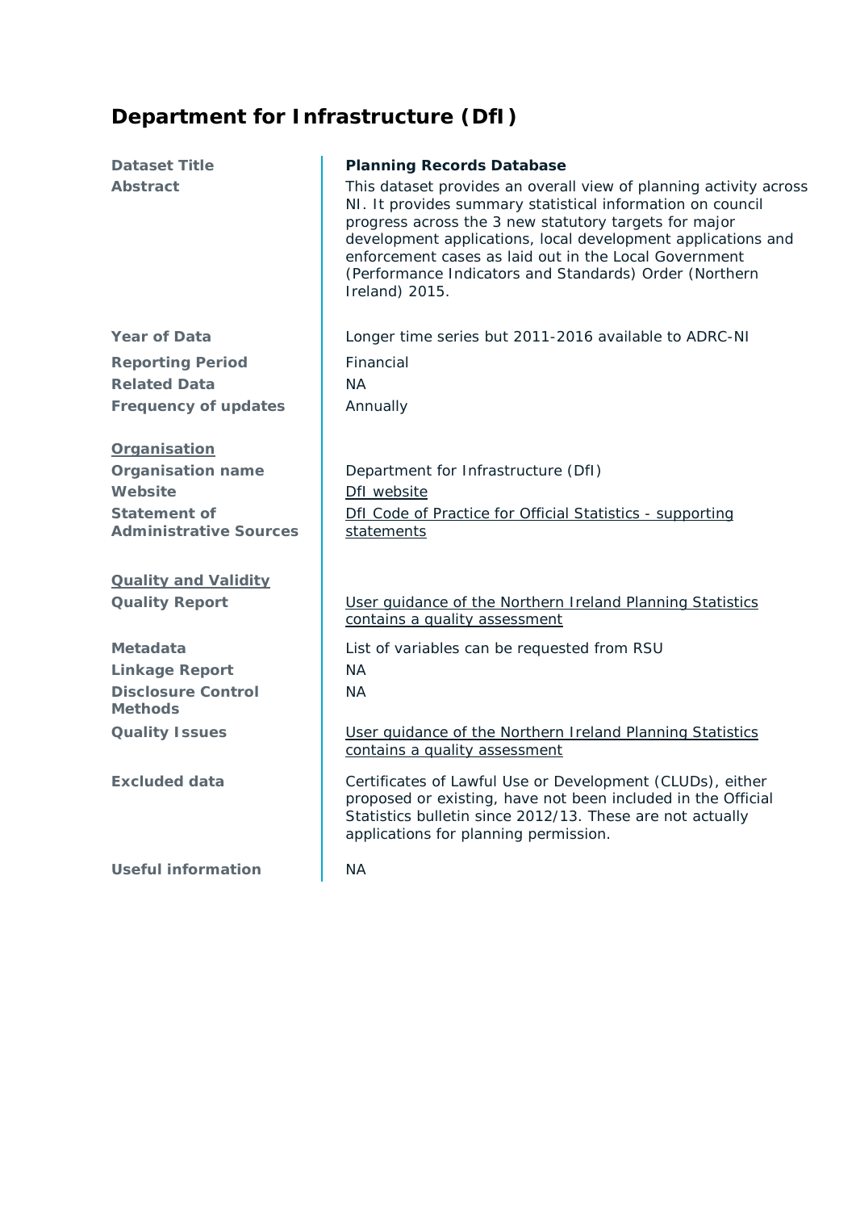# Department for Infrastructure (DfI)

| | |
|---|---|
| **Dataset Title** | **Planning Records Database** |
| **Abstract** | This dataset provides an overall view of planning activity across NI. It provides summary statistical information on council progress across the 3 new statutory targets for major development applications, local development applications and enforcement cases as laid out in the Local Government (Performance Indicators and Standards) Order (Northern Ireland) 2015. |
| **Year of Data** | Longer time series but 2011-2016 available to ADRC-NI |
| **Reporting Period** | Financial |
| **Related Data** | NA |
| **Frequency of updates** | Annually |
| **Organisation** | |
| **Organisation name** | Department for Infrastructure (DfI) |
| **Website** | DfI website |
| **Statement of Administrative Sources** | DfI Code of Practice for Official Statistics - supporting statements |
| **Quality and Validity** | |
| **Quality Report** | User guidance of the Northern Ireland Planning Statistics contains a quality assessment |
| **Metadata** | List of variables can be requested from RSU |
| **Linkage Report** | NA |
| **Disclosure Control Methods** | NA |
| **Quality Issues** | User guidance of the Northern Ireland Planning Statistics contains a quality assessment |
| **Excluded data** | Certificates of Lawful Use or Development (CLUDs), either proposed or existing, have not been included in the Official Statistics bulletin since 2012/13. These are not actually applications for planning permission. |
| **Useful information** | NA |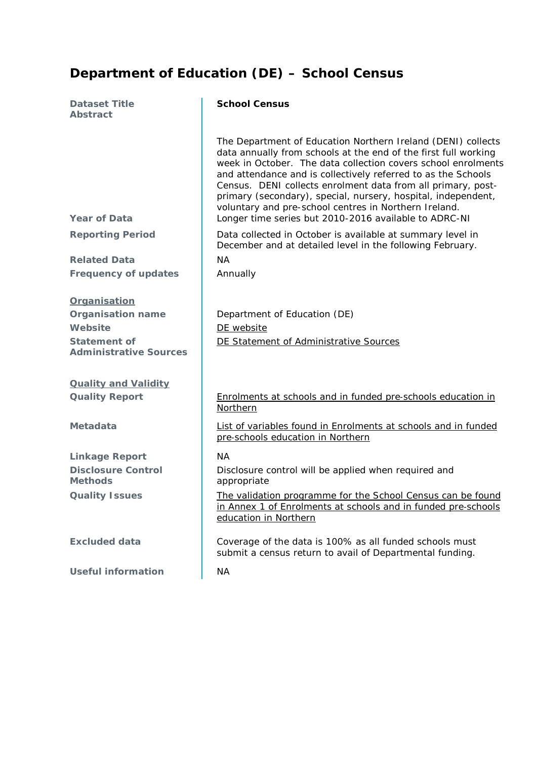## Department of Education (DE) – School Census

| | |
|---|---|
| **Dataset Title** | **School Census** |
| **Abstract** | The Department of Education Northern Ireland (DENI) collects data annually from schools at the end of the first full working week in October. The data collection covers school enrolments and attendance and is collectively referred to as the Schools Census. DENI collects enrolment data from all primary, post-primary (secondary), special, nursery, hospital, independent, voluntary and pre-school centres in Northern Ireland. |
| **Year of Data** | Longer time series but 2010-2016 available to ADRC-NI |
| **Reporting Period** | Data collected in October is available at summary level in December and at detailed level in the following February. |
| **Related Data** | NA |
| **Frequency of updates** | Annually |
| **Organisation** | |
| **Organisation name** | Department of Education (DE) |
| **Website** | DE website |
| **Statement of Administrative Sources** | DE Statement of Administrative Sources |
| **Quality and Validity** | |
| **Quality Report** | Enrolments at schools and in funded pre-schools education in Northern |
| **Metadata** | List of variables found in Enrolments at schools and in funded pre-schools education in Northern |
| **Linkage Report** | NA |
| **Disclosure Control Methods** | Disclosure control will be applied when required and appropriate |
| **Quality Issues** | The validation programme for the School Census can be found in Annex 1 of Enrolments at schools and in funded pre-schools education in Northern |
| **Excluded data** | Coverage of the data is 100% as all funded schools must submit a census return to avail of Departmental funding. |
| **Useful information** | NA |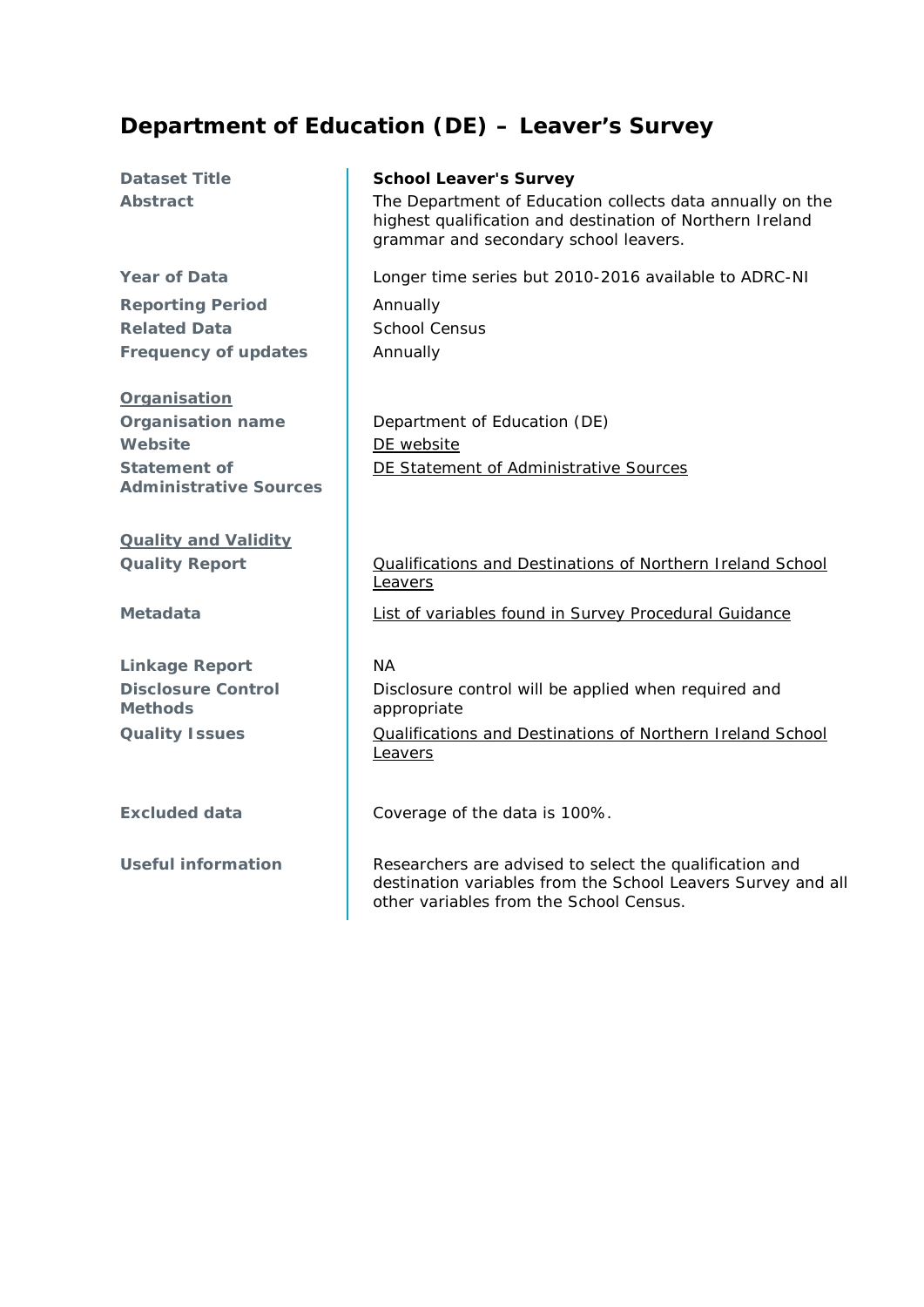## Department of Education (DE) – Leaver's Survey

| | |
|---|---|
| **Dataset Title** | **School Leaver's Survey** |
| **Abstract** | The Department of Education collects data annually on the highest qualification and destination of Northern Ireland grammar and secondary school leavers. |
| **Year of Data** | Longer time series but 2010-2016 available to ADRC-NI |
| **Reporting Period** | Annually |
| **Related Data** | School Census |
| **Frequency of updates** | Annually |
| **Organisation** | |
| **Organisation name** | Department of Education (DE) |
| **Website** | DE website |
| **Statement of Administrative Sources** | DE Statement of Administrative Sources |
| **Quality and Validity** | |
| **Quality Report** | Qualifications and Destinations of Northern Ireland School Leavers |
| **Metadata** | List of variables found in Survey Procedural Guidance |
| **Linkage Report** | NA |
| **Disclosure Control Methods** | Disclosure control will be applied when required and appropriate |
| **Quality Issues** | Qualifications and Destinations of Northern Ireland School Leavers |
| **Excluded data** | Coverage of the data is 100%. |
| **Useful information** | Researchers are advised to select the qualification and destination variables from the School Leavers Survey and all other variables from the School Census. |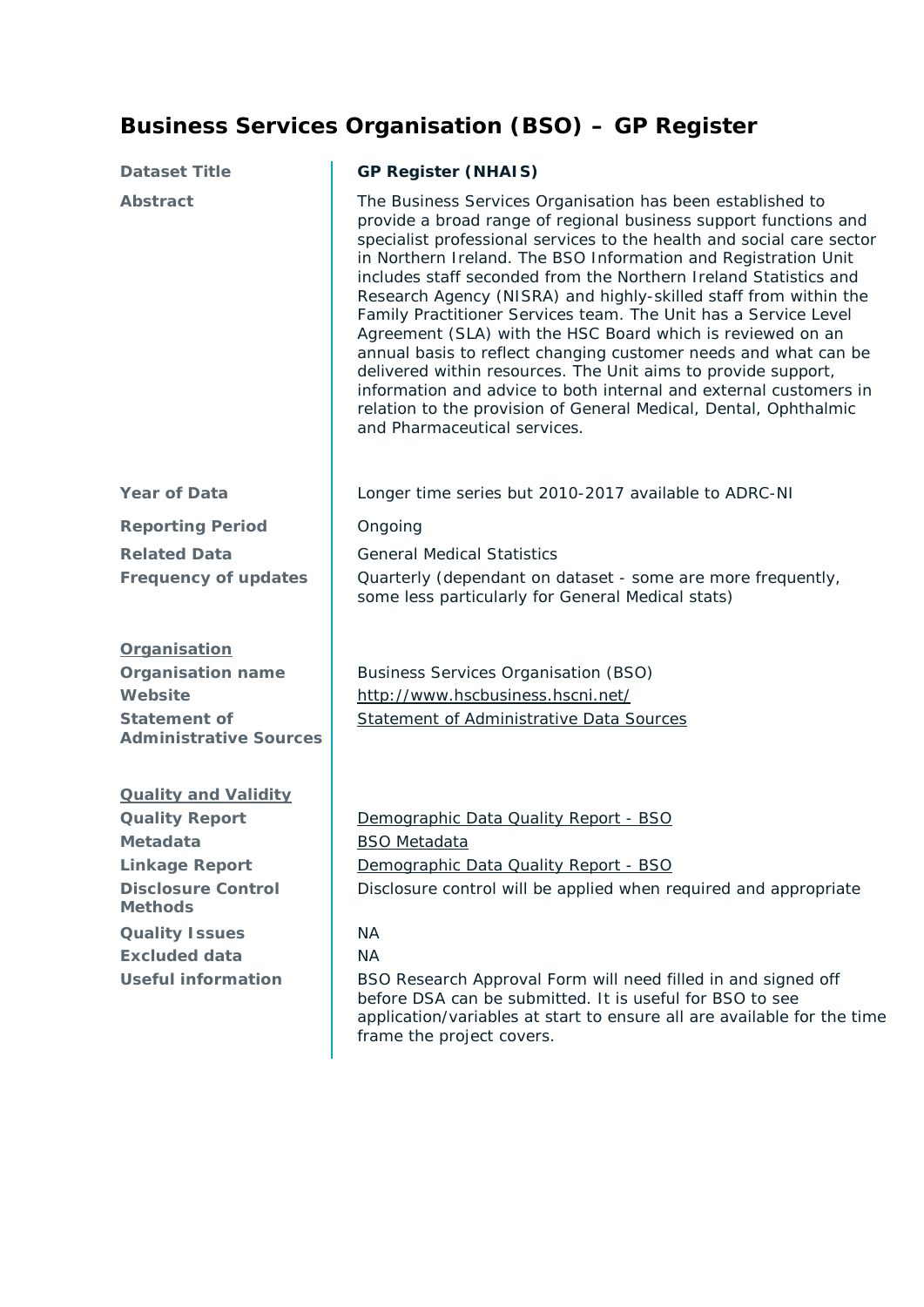# Business Services Organisation (BSO) – GP Register

| | |
|---|---|
| **Dataset Title** | **GP Register (NHAIS)** |
| **Abstract** | The Business Services Organisation has been established to provide a broad range of regional business support functions and specialist professional services to the health and social care sector in Northern Ireland. The BSO Information and Registration Unit includes staff seconded from the Northern Ireland Statistics and Research Agency (NISRA) and highly-skilled staff from within the Family Practitioner Services team. The Unit has a Service Level Agreement (SLA) with the HSC Board which is reviewed on an annual basis to reflect changing customer needs and what can be delivered within resources. The Unit aims to provide support, information and advice to both internal and external customers in relation to the provision of General Medical, Dental, Ophthalmic and Pharmaceutical services. |
| **Year of Data** | Longer time series but 2010-2017 available to ADRC-NI |
| **Reporting Period** | Ongoing |
| **Related Data** | General Medical Statistics |
| **Frequency of updates** | Quarterly (dependant on dataset - some are more frequently, some less particularly for General Medical stats) |
| **Organisation** | |
| **Organisation name** | Business Services Organisation (BSO) |
| **Website** | http://www.hscbusiness.hscni.net/ |
| **Statement of Administrative Sources** | Statement of Administrative Data Sources |
| **Quality and Validity** | |
| **Quality Report** | Demographic Data Quality Report - BSO |
| **Metadata** | BSO Metadata |
| **Linkage Report** | Demographic Data Quality Report - BSO |
| **Disclosure Control Methods** | Disclosure control will be applied when required and appropriate |
| **Quality Issues** | NA |
| **Excluded data** | NA |
| **Useful information** | BSO Research Approval Form will need filled in and signed off before DSA can be submitted. It is useful for BSO to see application/variables at start to ensure all are available for the time frame the project covers. |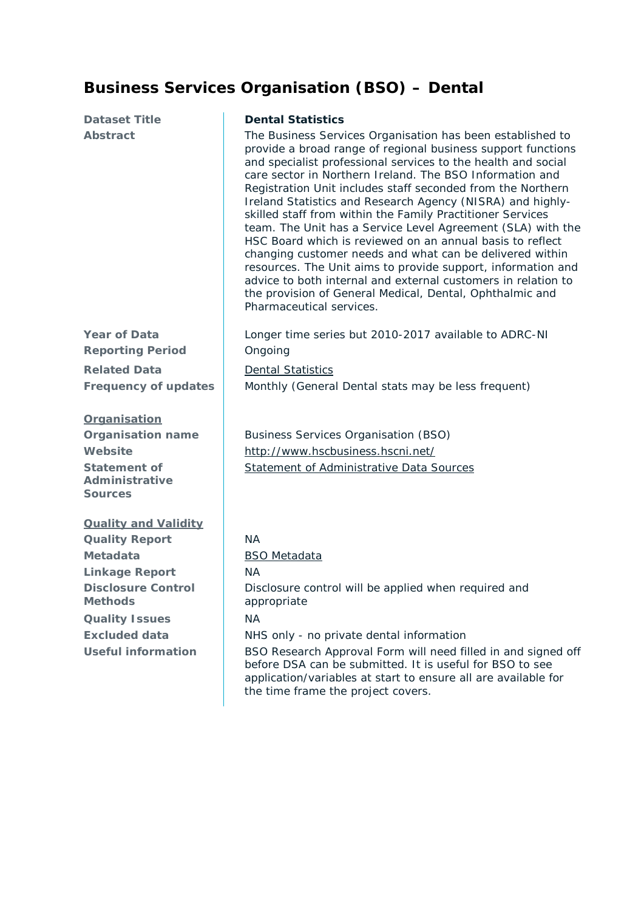# Business Services Organisation (BSO) – Dental

| | |
|---|---|
| **Dataset Title** | **Dental Statistics** |
| **Abstract** | The Business Services Organisation has been established to provide a broad range of regional business support functions and specialist professional services to the health and social care sector in Northern Ireland. The BSO Information and Registration Unit includes staff seconded from the Northern Ireland Statistics and Research Agency (NISRA) and highly-skilled staff from within the Family Practitioner Services team. The Unit has a Service Level Agreement (SLA) with the HSC Board which is reviewed on an annual basis to reflect changing customer needs and what can be delivered within resources. The Unit aims to provide support, information and advice to both internal and external customers in relation to the provision of General Medical, Dental, Ophthalmic and Pharmaceutical services. |
| **Year of Data** | Longer time series but 2010-2017 available to ADRC-NI |
| **Reporting Period** | Ongoing |
| **Related Data** | Dental Statistics |
| **Frequency of updates** | Monthly (General Dental stats may be less frequent) |
| **Organisation** | |
| **Organisation name** | Business Services Organisation (BSO) |
| **Website** | http://www.hscbusiness.hscni.net/ |
| **Statement of Administrative Sources** | Statement of Administrative Data Sources |
| **Quality and Validity** | |
| **Quality Report** | NA |
| **Metadata** | BSO Metadata |
| **Linkage Report** | NA |
| **Disclosure Control Methods** | Disclosure control will be applied when required and appropriate |
| **Quality Issues** | NA |
| **Excluded data** | NHS only - no private dental information |
| **Useful information** | BSO Research Approval Form will need filled in and signed off before DSA can be submitted. It is useful for BSO to see application/variables at start to ensure all are available for the time frame the project covers. |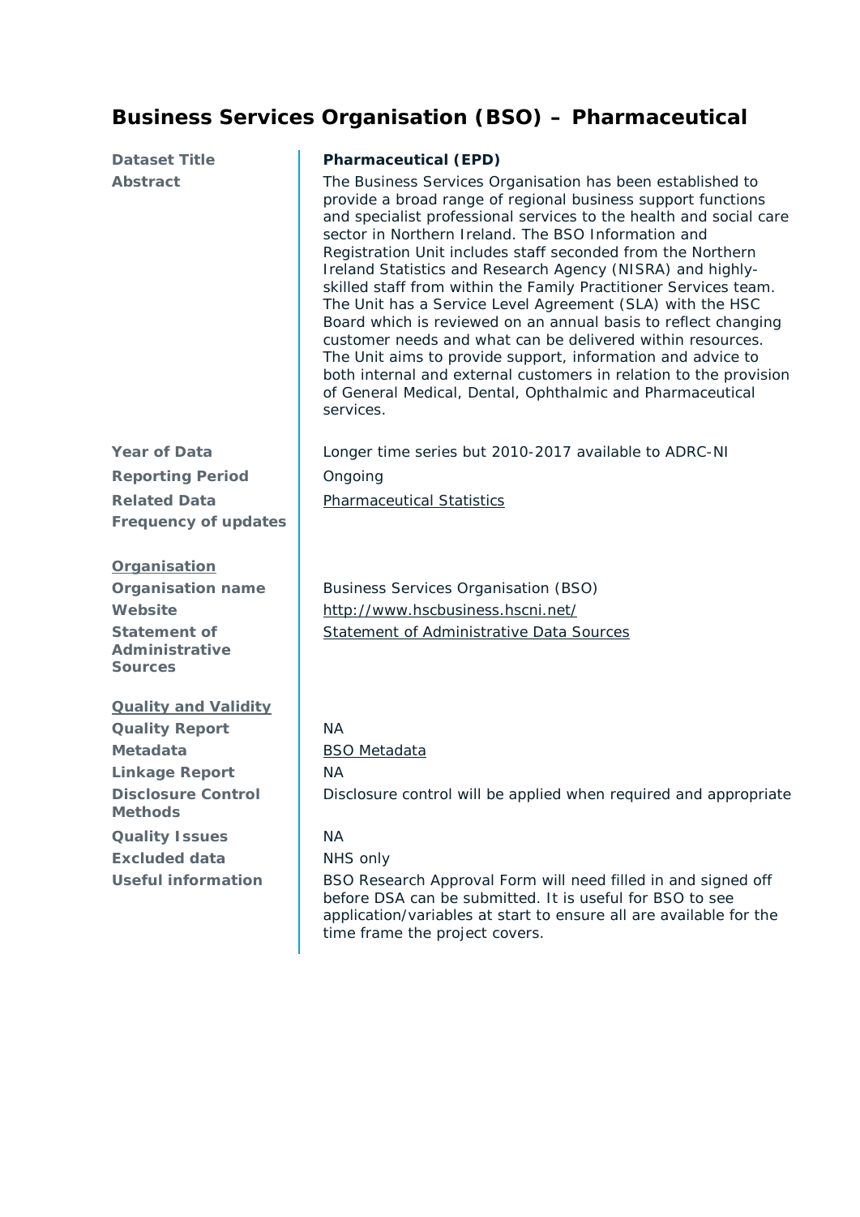# Business Services Organisation (BSO) – Pharmaceutical

| | |
|---|---|
| **Dataset Title** | **Pharmaceutical (EPD)** |
| **Abstract** | The Business Services Organisation has been established to provide a broad range of regional business support functions and specialist professional services to the health and social care sector in Northern Ireland. The BSO Information and Registration Unit includes staff seconded from the Northern Ireland Statistics and Research Agency (NISRA) and highly-skilled staff from within the Family Practitioner Services team. The Unit has a Service Level Agreement (SLA) with the HSC Board which is reviewed on an annual basis to reflect changing customer needs and what can be delivered within resources. The Unit aims to provide support, information and advice to both internal and external customers in relation to the provision of General Medical, Dental, Ophthalmic and Pharmaceutical services. |
| **Year of Data** | Longer time series but 2010-2017 available to ADRC-NI |
| **Reporting Period** | Ongoing |
| **Related Data** | Pharmaceutical Statistics |
| **Frequency of updates** | |
| **Organisation** | |
| **Organisation name** | Business Services Organisation (BSO) |
| **Website** | http://www.hscbusiness.hscni.net/ |
| **Statement of Administrative Sources** | Statement of Administrative Data Sources |
| **Quality and Validity** | |
| **Quality Report** | NA |
| **Metadata** | BSO Metadata |
| **Linkage Report** | NA |
| **Disclosure Control Methods** | Disclosure control will be applied when required and appropriate |
| **Quality Issues** | NA |
| **Excluded data** | NHS only |
| **Useful information** | BSO Research Approval Form will need filled in and signed off before DSA can be submitted. It is useful for BSO to see application/variables at start to ensure all are available for the time frame the project covers. |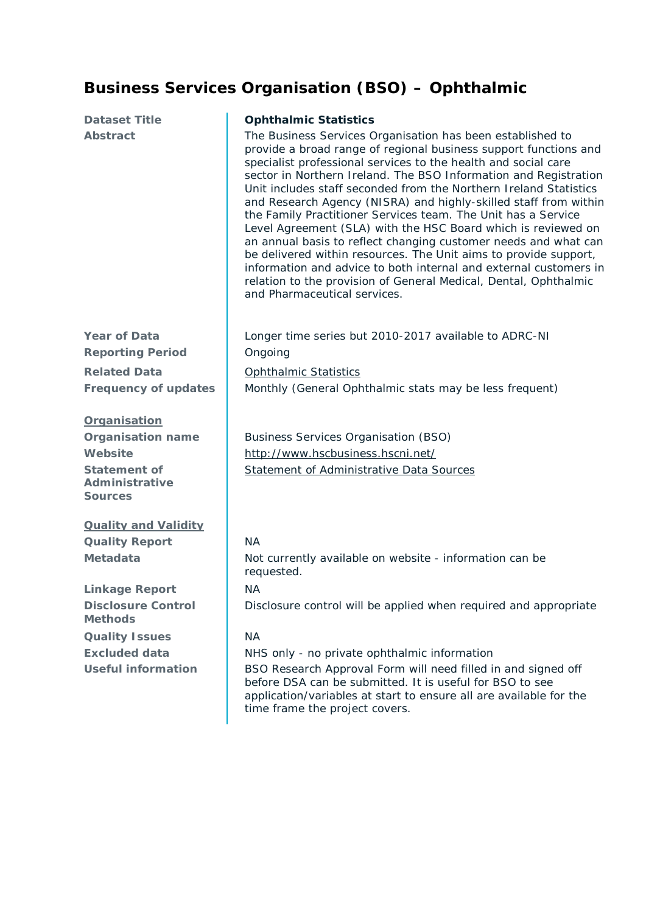## Business Services Organisation (BSO) – Ophthalmic

| | |
|---|---|
| **Dataset Title** | **Ophthalmic Statistics** |
| **Abstract** | The Business Services Organisation has been established to provide a broad range of regional business support functions and specialist professional services to the health and social care sector in Northern Ireland. The BSO Information and Registration Unit includes staff seconded from the Northern Ireland Statistics and Research Agency (NISRA) and highly-skilled staff from within the Family Practitioner Services team. The Unit has a Service Level Agreement (SLA) with the HSC Board which is reviewed on an annual basis to reflect changing customer needs and what can be delivered within resources. The Unit aims to provide support, information and advice to both internal and external customers in relation to the provision of General Medical, Dental, Ophthalmic and Pharmaceutical services. |
| **Year of Data** | Longer time series but 2010-2017 available to ADRC-NI |
| **Reporting Period** | Ongoing |
| **Related Data** | Ophthalmic Statistics |
| **Frequency of updates** | Monthly (General Ophthalmic stats may be less frequent) |
| **Organisation** | |
| **Organisation name** | Business Services Organisation (BSO) |
| **Website** | http://www.hscbusiness.hscni.net/ |
| **Statement of Administrative Sources** | Statement of Administrative Data Sources |
| **Quality and Validity** | |
| **Quality Report** | NA |
| **Metadata** | Not currently available on website - information can be requested. |
| **Linkage Report** | NA |
| **Disclosure Control Methods** | Disclosure control will be applied when required and appropriate |
| **Quality Issues** | NA |
| **Excluded data** | NHS only - no private ophthalmic information |
| **Useful information** | BSO Research Approval Form will need filled in and signed off before DSA can be submitted. It is useful for BSO to see application/variables at start to ensure all are available for the time frame the project covers. |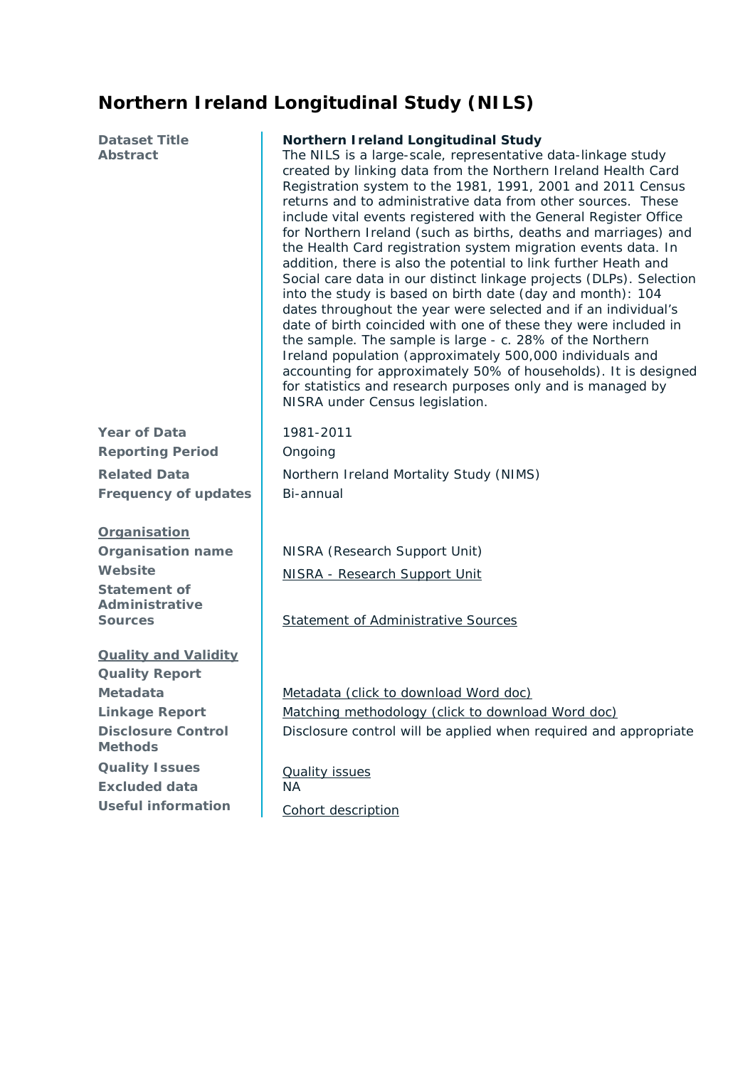# Northern Ireland Longitudinal Study (NILS)

| | |
|---|---|
| **Dataset Title** | **Northern Ireland Longitudinal Study** |
| **Abstract** | The NILS is a large-scale, representative data-linkage study created by linking data from the Northern Ireland Health Card Registration system to the 1981, 1991, 2001 and 2011 Census returns and to administrative data from other sources. These include vital events registered with the General Register Office for Northern Ireland (such as births, deaths and marriages) and the Health Card registration system migration events data. In addition, there is also the potential to link further Heath and Social care data in our distinct linkage projects (DLPs). Selection into the study is based on birth date (day and month): 104 dates throughout the year were selected and if an individual's date of birth coincided with one of these they were included in the sample. The sample is large - c. 28% of the Northern Ireland population (approximately 500,000 individuals and accounting for approximately 50% of households). It is designed for statistics and research purposes only and is managed by NISRA under Census legislation. |
| **Year of Data** | 1981-2011 |
| **Reporting Period** | Ongoing |
| **Related Data** | Northern Ireland Mortality Study (NIMS) |
| **Frequency of updates** | Bi-annual |
| **Organisation** | |
| **Organisation name** | NISRA (Research Support Unit) |
| **Website** | NISRA - Research Support Unit |
| **Statement of Administrative Sources** | Statement of Administrative Sources |
| **Quality and Validity** | |
| **Quality Report** | |
| **Metadata** | Metadata (click to download Word doc) |
| **Linkage Report** | Matching methodology (click to download Word doc) |
| **Disclosure Control Methods** | Disclosure control will be applied when required and appropriate |
| **Quality Issues** | Quality issues |
| **Excluded data** | NA |
| **Useful information** | Cohort description |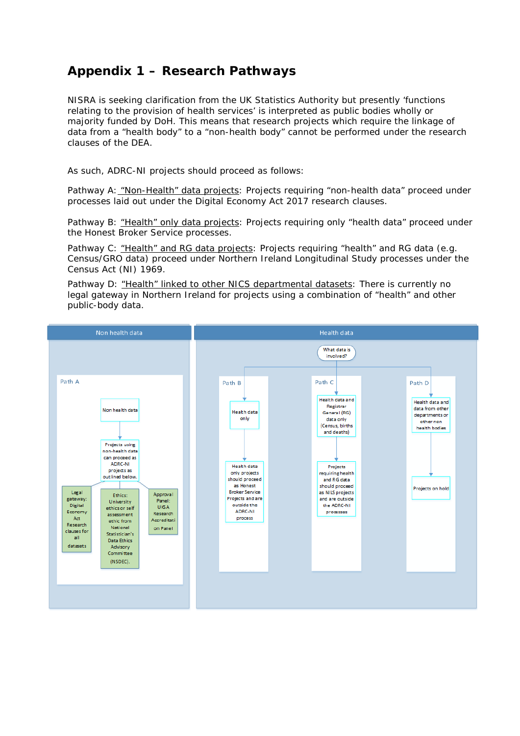# Appendix 1 – Research Pathways

NISRA is seeking clarification from the UK Statistics Authority but presently 'functions relating to the provision of health services' is interpreted as public bodies wholly or majority funded by DoH. This means that research projects which require the linkage of data from a "health body" to a "non-health body" cannot be performed under the research clauses of the DEA.

As such, ADRC-NI projects should proceed as follows:

Pathway A: "Non-Health" data projects: Projects requiring "non-health data" proceed under processes laid out under the Digital Economy Act 2017 research clauses.

Pathway B: "Health" only data projects: Projects requiring only "health data" proceed under the Honest Broker Service processes.

Pathway C: "Health" and RG data projects: Projects requiring "health" and RG data (e.g. Census/GRO data) proceed under Northern Ireland Longitudinal Study processes under the Census Act (NI) 1969.

Pathway D: "Health" linked to other NICS departmental datasets: There is currently no legal gateway in Northern Ireland for projects using a combination of "health" and other public-body data.

Non health data

Path A

Non health data

Projects using non-health data can proceed as ADRC-NI projects as outlined below.

Legal gateway: Digital Economy Act Research clauses for all datasets

Ethics: University ethics or self assessment ethic from National Statistician's Data Ethics Advisory Committee (NSDEC).

Approval Panel: UKSA Research Accreditation Panel

Health data

What data is involved?

Path B

Health data only

Health data only projects should proceed as Honest Broker Service Projects and are outside the ADRC-NI process

Path C

Health data and Registrar General (RG) data only (Census, births and deaths)

Projects requiring health and RG data should proceed as NILS projects and are outside the ADRC-NI processes

Path D

Health data and data from other departments or other non health bodies

Projects on hold